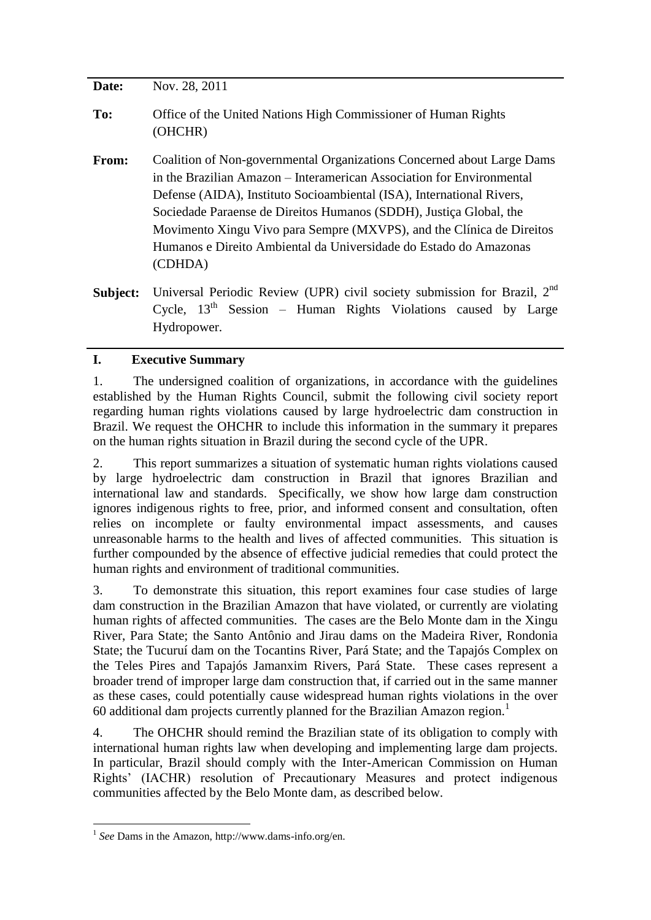**Date:** Nov. 28, 2011

**To:** Office of the United Nations High Commissioner of Human Rights (OHCHR)

**From:** Coalition of Non-governmental Organizations Concerned about Large Dams in the Brazilian Amazon – Interamerican Association for Environmental Defense (AIDA), Instituto Socioambiental (ISA), International Rivers, Sociedade Paraense de Direitos Humanos (SDDH), Justiça Global, the Movimento Xingu Vivo para Sempre (MXVPS), and the Clínica de Direitos Humanos e Direito Ambiental da Universidade do Estado do Amazonas (CDHDA)

**Subject:** Universal Periodic Review (UPR) civil society submission for Brazil, 2nd Cycle, 13th Session – Human Rights Violations caused by Large Hydropower.

## I. Executive Summary

1. The undersigned coalition of organizations, in accordance with the guidelines established by the Human Rights Council, submit the following civil society report regarding human rights violations caused by large hydroelectric dam construction in Brazil. We request the OHCHR to include this information in the summary it prepares on the human rights situation in Brazil during the second cycle of the UPR.

2. This report summarizes a situation of systematic human rights violations caused by large hydroelectric dam construction in Brazil that ignores Brazilian and international law and standards. Specifically, we show how large dam construction ignores indigenous rights to free, prior, and informed consent and consultation, often relies on incomplete or faulty environmental impact assessments, and causes unreasonable harms to the health and lives of affected communities. This situation is further compounded by the absence of effective judicial remedies that could protect the human rights and environment of traditional communities.

3. To demonstrate this situation, this report examines four case studies of large dam construction in the Brazilian Amazon that have violated, or currently are violating human rights of affected communities. The cases are the Belo Monte dam in the Xingu River, Para State; the Santo Antônio and Jirau dams on the Madeira River, Rondonia State; the Tucuruí dam on the Tocantins River, Pará State; and the Tapajós Complex on the Teles Pires and Tapajós Jamanxim Rivers, Pará State. These cases represent a broader trend of improper large dam construction that, if carried out in the same manner as these cases, could potentially cause widespread human rights violations in the over 60 additional dam projects currently planned for the Brazilian Amazon region.[1]

4. The OHCHR should remind the Brazilian state of its obligation to comply with international human rights law when developing and implementing large dam projects. In particular, Brazil should comply with the Inter-American Commission on Human Rights' (IACHR) resolution of Precautionary Measures and protect indigenous communities affected by the Belo Monte dam, as described below.

---

[1] *See* Dams in the Amazon, http://www.dams-info.org/en.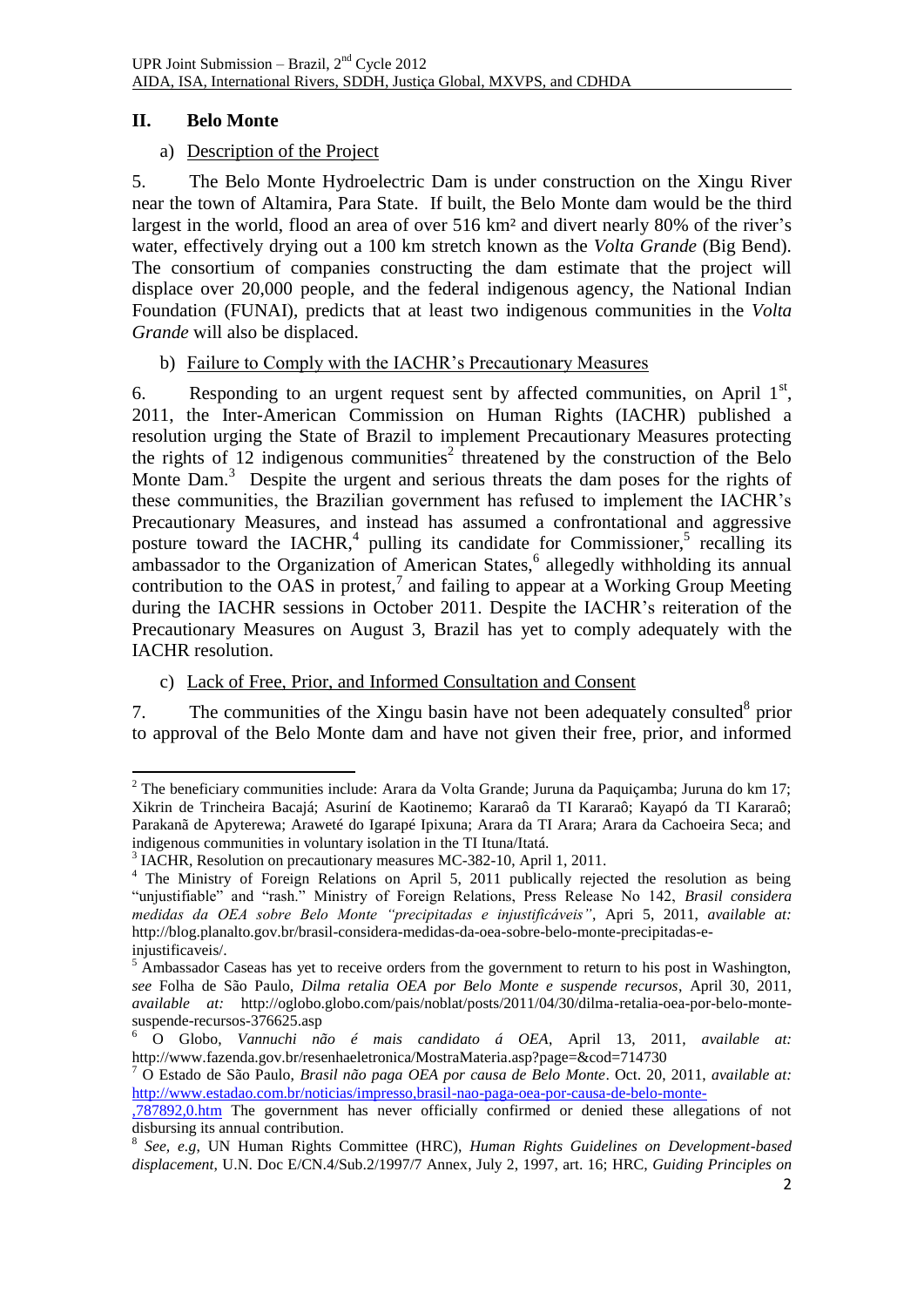## II. Belo Monte

### a) Description of the Project

5. The Belo Monte Hydroelectric Dam is under construction on the Xingu River near the town of Altamira, Para State. If built, the Belo Monte dam would be the third largest in the world, flood an area of over 516 km² and divert nearly 80% of the river's water, effectively drying out a 100 km stretch known as the *Volta Grande* (Big Bend). The consortium of companies constructing the dam estimate that the project will displace over 20,000 people, and the federal indigenous agency, the National Indian Foundation (FUNAI), predicts that at least two indigenous communities in the *Volta Grande* will also be displaced.

### b) Failure to Comply with the IACHR's Precautionary Measures

6. Responding to an urgent request sent by affected communities, on April 1st, 2011, the Inter-American Commission on Human Rights (IACHR) published a resolution urging the State of Brazil to implement Precautionary Measures protecting the rights of 12 indigenous communities[2] threatened by the construction of the Belo Monte Dam.[3] Despite the urgent and serious threats the dam poses for the rights of these communities, the Brazilian government has refused to implement the IACHR's Precautionary Measures, and instead has assumed a confrontational and aggressive posture toward the IACHR,[4] pulling its candidate for Commissioner,[5] recalling its ambassador to the Organization of American States,[6] allegedly withholding its annual contribution to the OAS in protest,[7] and failing to appear at a Working Group Meeting during the IACHR sessions in October 2011. Despite the IACHR's reiteration of the Precautionary Measures on August 3, Brazil has yet to comply adequately with the IACHR resolution.

### c) Lack of Free, Prior, and Informed Consultation and Consent

7. The communities of the Xingu basin have not been adequately consulted[8] prior to approval of the Belo Monte dam and have not given their free, prior, and informed

---

[2] The beneficiary communities include: Arara da Volta Grande; Juruna da Paquiçamba; Juruna do km 17; Xikrin de Trincheira Bacajá; Asuriní de Kaotinemo; Kararaô da TI Kararaô; Kayapó da TI Kararaô; Parakanã de Apyterewa; Araweté do Igarapé Ipixuna; Arara da TI Arara; Arara da Cachoeira Seca; and indigenous communities in voluntary isolation in the TI Ituna/Itatá.

[3] IACHR, Resolution on precautionary measures MC-382-10, April 1, 2011.

[4] The Ministry of Foreign Relations on April 5, 2011 publically rejected the resolution as being "unjustifiable" and "rash." Ministry of Foreign Relations, Press Release No 142, *Brasil considera medidas da OEA sobre Belo Monte "precipitadas e injustificáveis"*, Apri 5, 2011, *available at:* http://blog.planalto.gov.br/brasil-considera-medidas-da-oea-sobre-belo-monte-precipitadas-e-injustificaveis/.

[5] Ambassador Caseas has yet to receive orders from the government to return to his post in Washington, *see* Folha de São Paulo, *Dilma retalia OEA por Belo Monte e suspende recursos*, April 30, 2011, *available at:* http://oglobo.globo.com/pais/noblat/posts/2011/04/30/dilma-retalia-oea-por-belo-monte-suspende-recursos-376625.asp

[6] O Globo, *Vannuchi não é mais candidato á OEA*, April 13, 2011, *available at:* http://www.fazenda.gov.br/resenhaeletronica/MostraMateria.asp?page=&cod=714730

[7] O Estado de São Paulo, *Brasil não paga OEA por causa de Belo Monte*. Oct. 20, 2011, *available at:* http://www.estadao.com.br/noticias/impresso,brasil-nao-paga-oea-por-causa-de-belo-monte-,787892,0.htm The government has never officially confirmed or denied these allegations of not disbursing its annual contribution.

[8] *See, e.g*, UN Human Rights Committee (HRC), *Human Rights Guidelines on Development-based displacement*, U.N. Doc E/CN.4/Sub.2/1997/7 Annex, July 2, 1997, art. 16; HRC, *Guiding Principles on*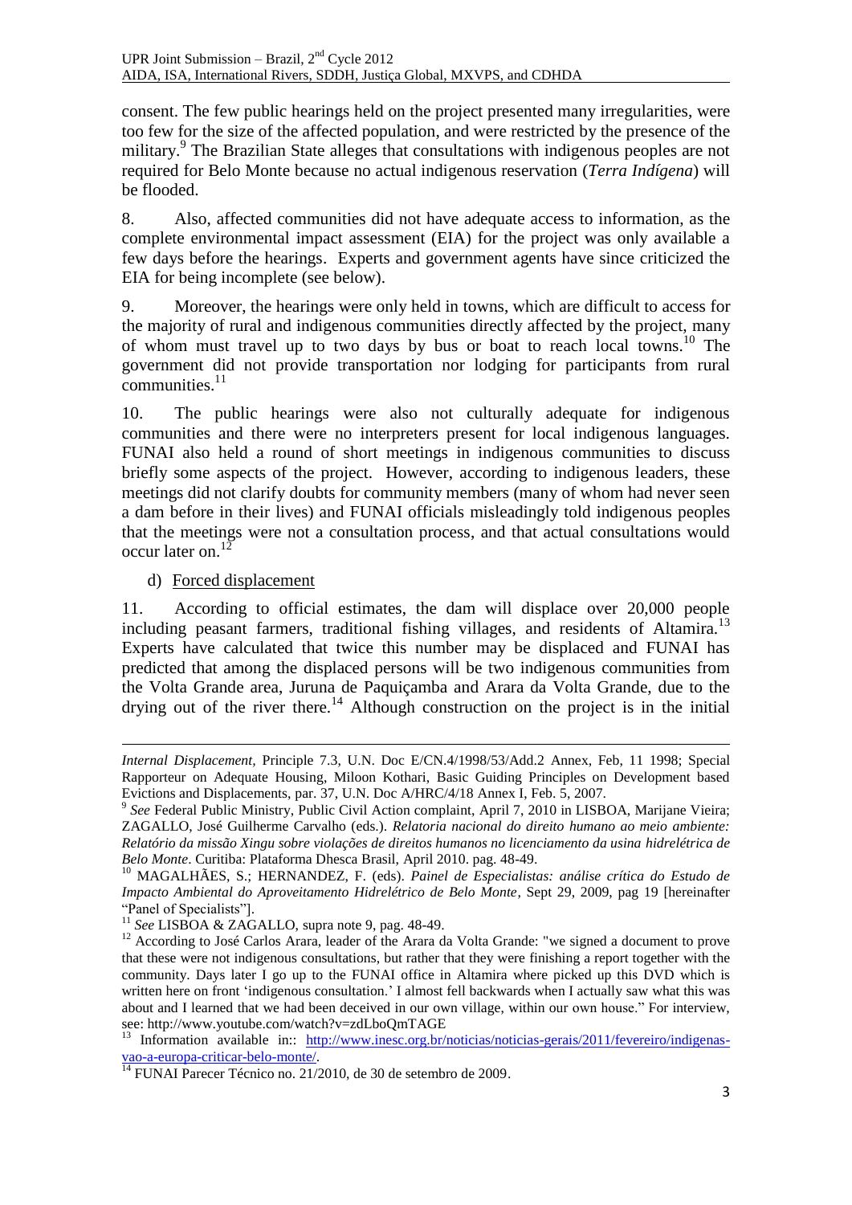consent. The few public hearings held on the project presented many irregularities, were too few for the size of the affected population, and were restricted by the presence of the military.[9] The Brazilian State alleges that consultations with indigenous peoples are not required for Belo Monte because no actual indigenous reservation (*Terra Indígena*) will be flooded.

8. Also, affected communities did not have adequate access to information, as the complete environmental impact assessment (EIA) for the project was only available a few days before the hearings. Experts and government agents have since criticized the EIA for being incomplete (see below).

9. Moreover, the hearings were only held in towns, which are difficult to access for the majority of rural and indigenous communities directly affected by the project, many of whom must travel up to two days by bus or boat to reach local towns.[10] The government did not provide transportation nor lodging for participants from rural communities.[11]

10. The public hearings were also not culturally adequate for indigenous communities and there were no interpreters present for local indigenous languages. FUNAI also held a round of short meetings in indigenous communities to discuss briefly some aspects of the project. However, according to indigenous leaders, these meetings did not clarify doubts for community members (many of whom had never seen a dam before in their lives) and FUNAI officials misleadingly told indigenous peoples that the meetings were not a consultation process, and that actual consultations would occur later on.[12]

d) Forced displacement

11. According to official estimates, the dam will displace over 20,000 people including peasant farmers, traditional fishing villages, and residents of Altamira.[13] Experts have calculated that twice this number may be displaced and FUNAI has predicted that among the displaced persons will be two indigenous communities from the Volta Grande area, Juruna de Paquiçamba and Arara da Volta Grande, due to the drying out of the river there.[14] Although construction on the project is in the initial

---

*Internal Displacement*, Principle 7.3, U.N. Doc E/CN.4/1998/53/Add.2 Annex, Feb, 11 1998; Special Rapporteur on Adequate Housing, Miloon Kothari, Basic Guiding Principles on Development based Evictions and Displacements, par. 37, U.N. Doc A/HRC/4/18 Annex I, Feb. 5, 2007.

[9] *See* Federal Public Ministry, Public Civil Action complaint, April 7, 2010 in LISBOA, Marijane Vieira; ZAGALLO, José Guilherme Carvalho (eds.). *Relatoria nacional do direito humano ao meio ambiente: Relatório da missão Xingu sobre violações de direitos humanos no licenciamento da usina hidrelétrica de Belo Monte*. Curitiba: Plataforma Dhesca Brasil, April 2010. pag. 48-49.

[10] MAGALHÃES, S.; HERNANDEZ, F. (eds). *Painel de Especialistas: análise crítica do Estudo de Impacto Ambiental do Aproveitamento Hidrelétrico de Belo Monte*, Sept 29, 2009, pag 19 [hereinafter "Panel of Specialists"].

[11] *See* LISBOA & ZAGALLO, supra note 9, pag. 48-49.

[12] According to José Carlos Arara, leader of the Arara da Volta Grande: "we signed a document to prove that these were not indigenous consultations, but rather that they were finishing a report together with the community. Days later I go up to the FUNAI office in Altamira where picked up this DVD which is written here on front 'indigenous consultation.' I almost fell backwards when I actually saw what this was about and I learned that we had been deceived in our own village, within our own house." For interview, see: http://www.youtube.com/watch?v=zdLboQmTAGE

[13] Information available in:: http://www.inesc.org.br/noticias/noticias-gerais/2011/fevereiro/indigenas-vao-a-europa-criticar-belo-monte/.

[14] FUNAI Parecer Técnico no. 21/2010, de 30 de setembro de 2009.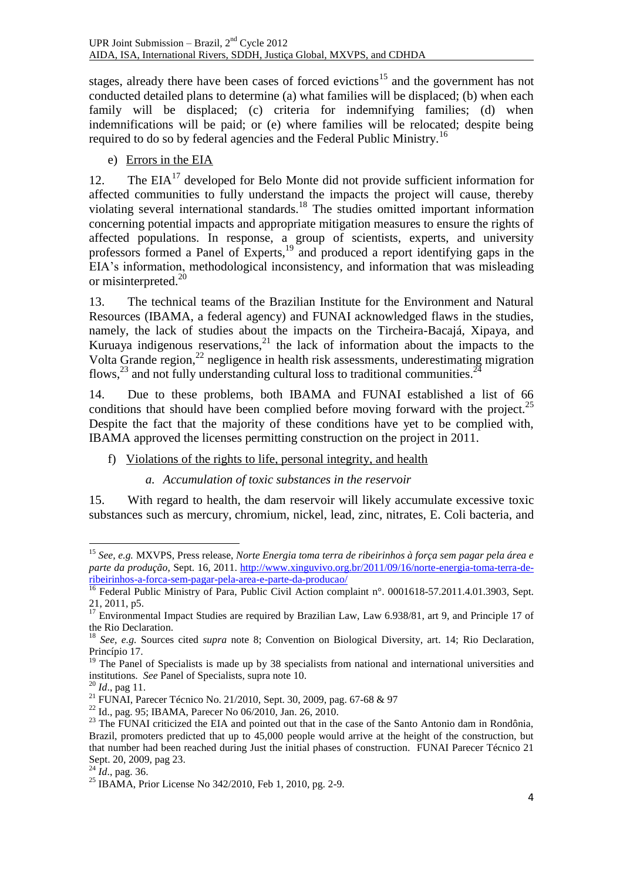stages, already there have been cases of forced evictions[15] and the government has not conducted detailed plans to determine (a) what families will be displaced; (b) when each family will be displaced; (c) criteria for indemnifying families; (d) when indemnifications will be paid; or (e) where families will be relocated; despite being required to do so by federal agencies and the Federal Public Ministry.[16]

e) Errors in the EIA

12. The EIA[17] developed for Belo Monte did not provide sufficient information for affected communities to fully understand the impacts the project will cause, thereby violating several international standards.[18] The studies omitted important information concerning potential impacts and appropriate mitigation measures to ensure the rights of affected populations. In response, a group of scientists, experts, and university professors formed a Panel of Experts,[19] and produced a report identifying gaps in the EIA's information, methodological inconsistency, and information that was misleading or misinterpreted.[20]

13. The technical teams of the Brazilian Institute for the Environment and Natural Resources (IBAMA, a federal agency) and FUNAI acknowledged flaws in the studies, namely, the lack of studies about the impacts on the Tircheira-Bacajá, Xipaya, and Kuruaya indigenous reservations,[21] the lack of information about the impacts to the Volta Grande region,[22] negligence in health risk assessments, underestimating migration flows,[23] and not fully understanding cultural loss to traditional communities.[24]

14. Due to these problems, both IBAMA and FUNAI established a list of 66 conditions that should have been complied before moving forward with the project.[25] Despite the fact that the majority of these conditions have yet to be complied with, IBAMA approved the licenses permitting construction on the project in 2011.

f) Violations of the rights to life, personal integrity, and health

*a. Accumulation of toxic substances in the reservoir*

15. With regard to health, the dam reservoir will likely accumulate excessive toxic substances such as mercury, chromium, nickel, lead, zinc, nitrates, E. Coli bacteria, and

---

[15] *See, e.g.* MXVPS, Press release, *Norte Energia toma terra de ribeirinhos à força sem pagar pela área e parte da produção*, Sept. 16, 2011. http://www.xinguvivo.org.br/2011/09/16/norte-energia-toma-terra-de-ribeirinhos-a-forca-sem-pagar-pela-area-e-parte-da-producao/

[16] Federal Public Ministry of Para, Public Civil Action complaint n°. 0001618-57.2011.4.01.3903, Sept. 21, 2011, p5.

[17] Environmental Impact Studies are required by Brazilian Law, Law 6.938/81, art 9, and Principle 17 of the Rio Declaration.

[18] *See, e.g.* Sources cited *supra* note 8; Convention on Biological Diversity, art. 14; Rio Declaration, Princípio 17.

[19] The Panel of Specialists is made up by 38 specialists from national and international universities and institutions. *See* Panel of Specialists, supra note 10.

[20] *Id*., pag 11.

[21] FUNAI, Parecer Técnico No. 21/2010, Sept. 30, 2009, pag. 67-68 & 97

[22] Id., pag. 95; IBAMA, Parecer No 06/2010, Jan. 26, 2010.

[23] The FUNAI criticized the EIA and pointed out that in the case of the Santo Antonio dam in Rondônia, Brazil, promoters predicted that up to 45,000 people would arrive at the height of the construction, but that number had been reached during Just the initial phases of construction. FUNAI Parecer Técnico 21 Sept. 20, 2009, pag 23.

[24] *Id*., pag. 36.

[25] IBAMA, Prior License No 342/2010, Feb 1, 2010, pg. 2-9.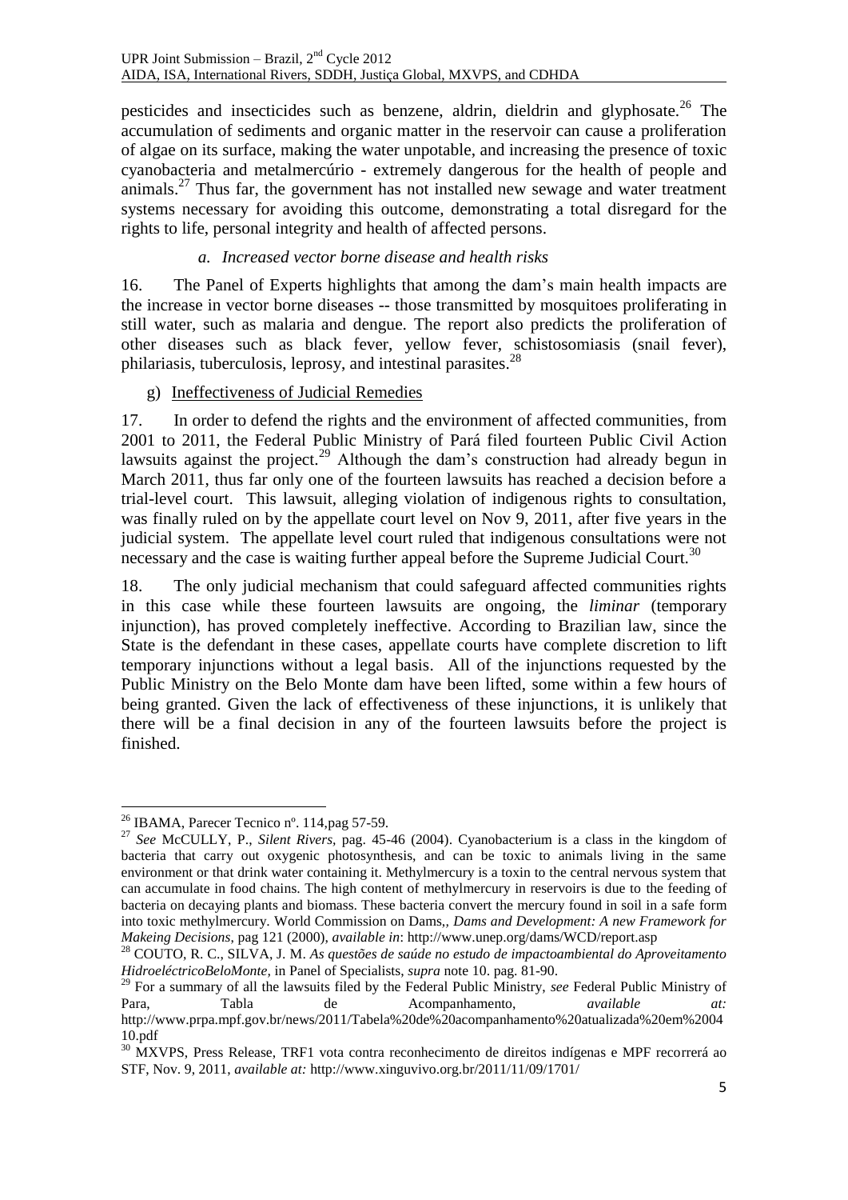pesticides and insecticides such as benzene, aldrin, dieldrin and glyphosate.[26] The accumulation of sediments and organic matter in the reservoir can cause a proliferation of algae on its surface, making the water unpotable, and increasing the presence of toxic cyanobacteria and metalmercúrio - extremely dangerous for the health of people and animals.[27] Thus far, the government has not installed new sewage and water treatment systems necessary for avoiding this outcome, demonstrating a total disregard for the rights to life, personal integrity and health of affected persons.

*a. Increased vector borne disease and health risks*

16. The Panel of Experts highlights that among the dam's main health impacts are the increase in vector borne diseases -- those transmitted by mosquitoes proliferating in still water, such as malaria and dengue. The report also predicts the proliferation of other diseases such as black fever, yellow fever, schistosomiasis (snail fever), philariasis, tuberculosis, leprosy, and intestinal parasites.[28]

g) Ineffectiveness of Judicial Remedies

17. In order to defend the rights and the environment of affected communities, from 2001 to 2011, the Federal Public Ministry of Pará filed fourteen Public Civil Action lawsuits against the project.[29] Although the dam's construction had already begun in March 2011, thus far only one of the fourteen lawsuits has reached a decision before a trial-level court. This lawsuit, alleging violation of indigenous rights to consultation, was finally ruled on by the appellate court level on Nov 9, 2011, after five years in the judicial system. The appellate level court ruled that indigenous consultations were not necessary and the case is waiting further appeal before the Supreme Judicial Court.[30]

18. The only judicial mechanism that could safeguard affected communities rights in this case while these fourteen lawsuits are ongoing, the *liminar* (temporary injunction), has proved completely ineffective. According to Brazilian law, since the State is the defendant in these cases, appellate courts have complete discretion to lift temporary injunctions without a legal basis. All of the injunctions requested by the Public Ministry on the Belo Monte dam have been lifted, some within a few hours of being granted. Given the lack of effectiveness of these injunctions, it is unlikely that there will be a final decision in any of the fourteen lawsuits before the project is finished.

---

[26] IBAMA, Parecer Tecnico nº. 114,pag 57-59.

[27] *See* McCULLY, P., *Silent Rivers,* pag. 45-46 (2004). Cyanobacterium is a class in the kingdom of bacteria that carry out oxygenic photosynthesis, and can be toxic to animals living in the same environment or that drink water containing it. Methylmercury is a toxin to the central nervous system that can accumulate in food chains. The high content of methylmercury in reservoirs is due to the feeding of bacteria on decaying plants and biomass. These bacteria convert the mercury found in soil in a safe form into toxic methylmercury. World Commission on Dams,, *Dams and Development: A new Framework for Makeing Decisions,* pag 121 (2000), *available in*: http://www.unep.org/dams/WCD/report.asp

[28] COUTO, R. C., SILVA, J. M. *As questões de saúde no estudo de impactoambiental do Aproveitamento HidroeléctricoBeloMonte,* in Panel of Specialists, *supra* note 10. pag. 81-90.

[29] For a summary of all the lawsuits filed by the Federal Public Ministry, *see* Federal Public Ministry of Para, Tabla de Acompanhamento, *available at:* http://www.prpa.mpf.gov.br/news/2011/Tabela%20de%20acompanhamento%20atualizada%20em%200410.pdf

[30] MXVPS, Press Release, TRF1 vota contra reconhecimento de direitos indígenas e MPF recorrerá ao STF, Nov. 9, 2011, *available at:* http://www.xinguvivo.org.br/2011/11/09/1701/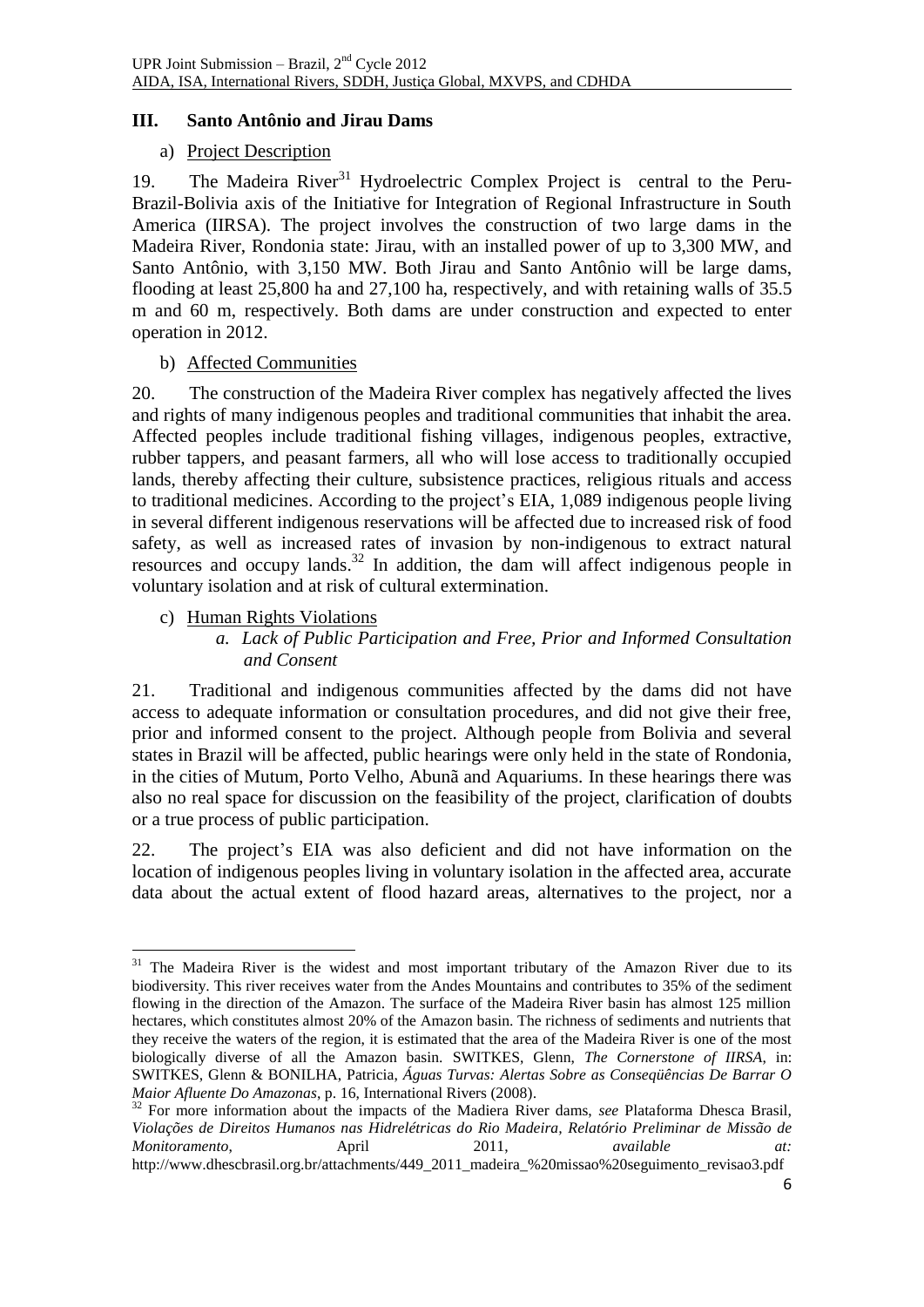## III. Santo Antônio and Jirau Dams

### a) Project Description

19. The Madeira River[31] Hydroelectric Complex Project is central to the Peru-Brazil-Bolivia axis of the Initiative for Integration of Regional Infrastructure in South America (IIRSA). The project involves the construction of two large dams in the Madeira River, Rondonia state: Jirau, with an installed power of up to 3,300 MW, and Santo Antônio, with 3,150 MW. Both Jirau and Santo Antônio will be large dams, flooding at least 25,800 ha and 27,100 ha, respectively, and with retaining walls of 35.5 m and 60 m, respectively. Both dams are under construction and expected to enter operation in 2012.

### b) Affected Communities

20. The construction of the Madeira River complex has negatively affected the lives and rights of many indigenous peoples and traditional communities that inhabit the area. Affected peoples include traditional fishing villages, indigenous peoples, extractive, rubber tappers, and peasant farmers, all who will lose access to traditionally occupied lands, thereby affecting their culture, subsistence practices, religious rituals and access to traditional medicines. According to the project's EIA, 1,089 indigenous people living in several different indigenous reservations will be affected due to increased risk of food safety, as well as increased rates of invasion by non-indigenous to extract natural resources and occupy lands.[32] In addition, the dam will affect indigenous people in voluntary isolation and at risk of cultural extermination.

### c) Human Rights Violations

#### *a. Lack of Public Participation and Free, Prior and Informed Consultation and Consent*

21. Traditional and indigenous communities affected by the dams did not have access to adequate information or consultation procedures, and did not give their free, prior and informed consent to the project. Although people from Bolivia and several states in Brazil will be affected, public hearings were only held in the state of Rondonia, in the cities of Mutum, Porto Velho, Abunã and Aquariums. In these hearings there was also no real space for discussion on the feasibility of the project, clarification of doubts or a true process of public participation.

22. The project's EIA was also deficient and did not have information on the location of indigenous peoples living in voluntary isolation in the affected area, accurate data about the actual extent of flood hazard areas, alternatives to the project, nor a

---

[31] The Madeira River is the widest and most important tributary of the Amazon River due to its biodiversity. This river receives water from the Andes Mountains and contributes to 35% of the sediment flowing in the direction of the Amazon. The surface of the Madeira River basin has almost 125 million hectares, which constitutes almost 20% of the Amazon basin. The richness of sediments and nutrients that they receive the waters of the region, it is estimated that the area of the Madeira River is one of the most biologically diverse of all the Amazon basin. SWITKES, Glenn, *The Cornerstone of IIRSA*, in: SWITKES, Glenn & BONILHA, Patricia, *Águas Turvas: Alertas Sobre as Conseqüências De Barrar O Maior Afluente Do Amazonas*, p. 16, International Rivers (2008).

[32] For more information about the impacts of the Madiera River dams, *see* Plataforma Dhesca Brasil, *Violações de Direitos Humanos nas Hidrelétricas do Rio Madeira, Relatório Preliminar de Missão de Monitoramento*, April 2011, *available at:* http://www.dhescbrasil.org.br/attachments/449_2011_madeira_%20missao%20seguimento_revisao3.pdf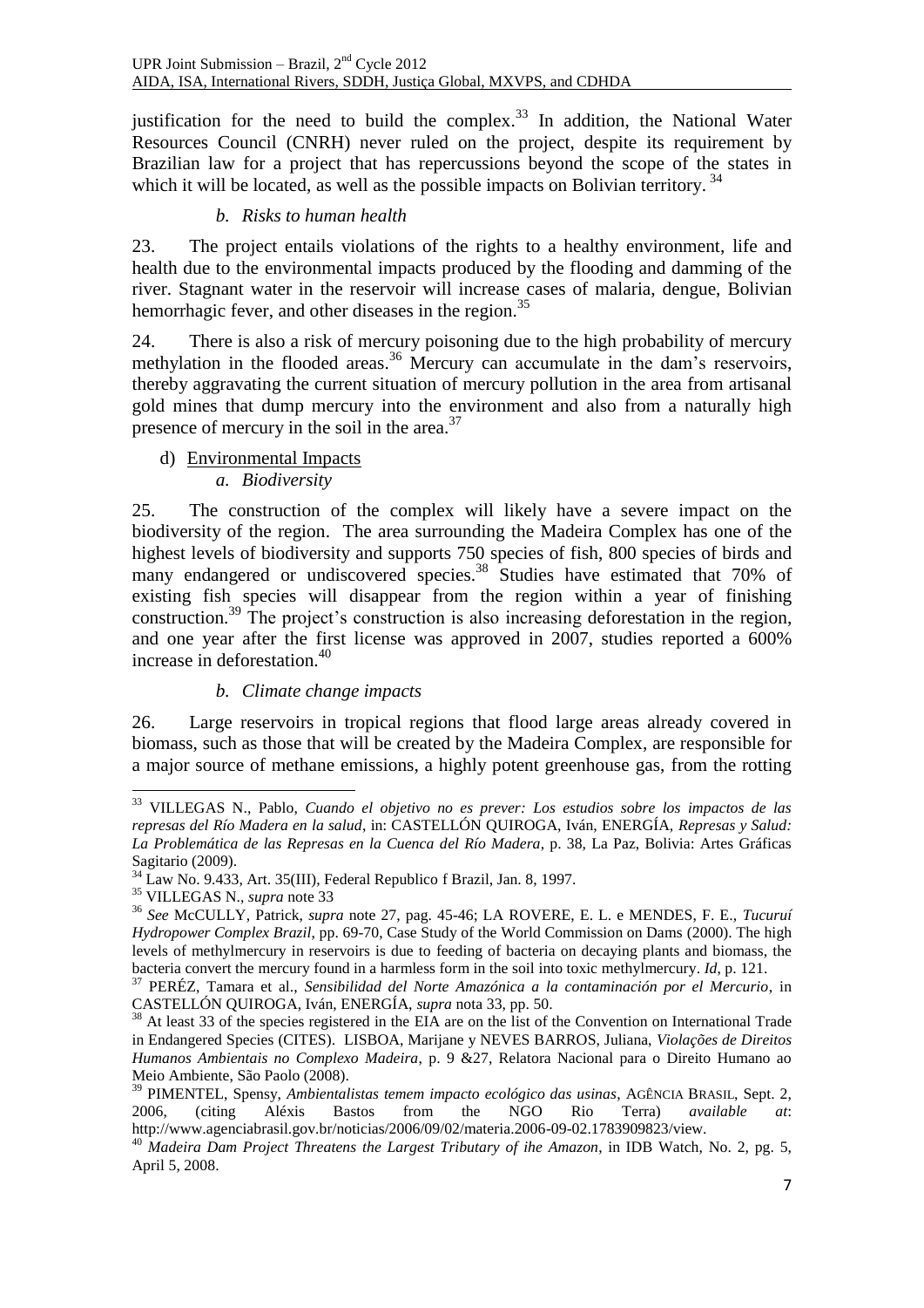justification for the need to build the complex.[33] In addition, the National Water Resources Council (CNRH) never ruled on the project, despite its requirement by Brazilian law for a project that has repercussions beyond the scope of the states in which it will be located, as well as the possible impacts on Bolivian territory. [34]

*b. Risks to human health*

23. The project entails violations of the rights to a healthy environment, life and health due to the environmental impacts produced by the flooding and damming of the river. Stagnant water in the reservoir will increase cases of malaria, dengue, Bolivian hemorrhagic fever, and other diseases in the region.[35]

24. There is also a risk of mercury poisoning due to the high probability of mercury methylation in the flooded areas.[36] Mercury can accumulate in the dam's reservoirs, thereby aggravating the current situation of mercury pollution in the area from artisanal gold mines that dump mercury into the environment and also from a naturally high presence of mercury in the soil in the area.[37]

d) Environmental Impacts

*a. Biodiversity*

25. The construction of the complex will likely have a severe impact on the biodiversity of the region. The area surrounding the Madeira Complex has one of the highest levels of biodiversity and supports 750 species of fish, 800 species of birds and many endangered or undiscovered species.[38] Studies have estimated that 70% of existing fish species will disappear from the region within a year of finishing construction.[39] The project's construction is also increasing deforestation in the region, and one year after the first license was approved in 2007, studies reported a 600% increase in deforestation.[40]

*b. Climate change impacts*

26. Large reservoirs in tropical regions that flood large areas already covered in biomass, such as those that will be created by the Madeira Complex, are responsible for a major source of methane emissions, a highly potent greenhouse gas, from the rotting

---

[33] VILLEGAS N., Pablo, *Cuando el objetivo no es prever: Los estudios sobre los impactos de las represas del Río Madera en la salud*, in: CASTELLÓN QUIROGA, Iván, ENERGÍA, *Represas y Salud: La Problemática de las Represas en la Cuenca del Río Madera*, p. 38, La Paz, Bolivia: Artes Gráficas Sagitario (2009).

[34] Law No. 9.433, Art. 35(III), Federal Republico f Brazil, Jan. 8, 1997.

[35] VILLEGAS N., *supra* note 33

[36] *See* McCULLY, Patrick, *supra* note 27, pag. 45-46; LA ROVERE, E. L. e MENDES, F. E., *Tucuruí Hydropower Complex Brazil*, pp. 69-70, Case Study of the World Commission on Dams (2000). The high levels of methylmercury in reservoirs is due to feeding of bacteria on decaying plants and biomass, the bacteria convert the mercury found in a harmless form in the soil into toxic methylmercury. *Id*, p. 121.

[37] PERÉZ, Tamara et al., *Sensibilidad del Norte Amazónico a la contaminación por el Mercurio*, in CASTELLÓN QUIROGA, Iván, ENERGÍA, *supra* nota 33, pp. 50.

[38] At least 33 of the species registered in the EIA are on the list of the Convention on International Trade in Endangered Species (CITES). LISBOA, Marijane y NEVES BARROS, Juliana, *Violações de Direitos Humanos Ambientais no Complexo Madeira*, p. 9 &27, Relatora Nacional para o Direito Humano ao Meio Ambiente, São Paolo (2008).

[39] PIMENTEL, Spensy, *Ambientalistas temem impacto ecológico das usinas*, AGÊNCIA BRASIL, Sept. 2, 2006, (citing Aléxis Bastos from the NGO Rio Terra) *available at*: http://www.agenciabrasil.gov.br/noticias/2006/09/02/materia.2006-09-02.1783909823/view.

[40] *Madeira Dam Project Threatens the Largest Tributary of ihe Amazon*, in IDB Watch, No. 2, pg. 5, April 5, 2008.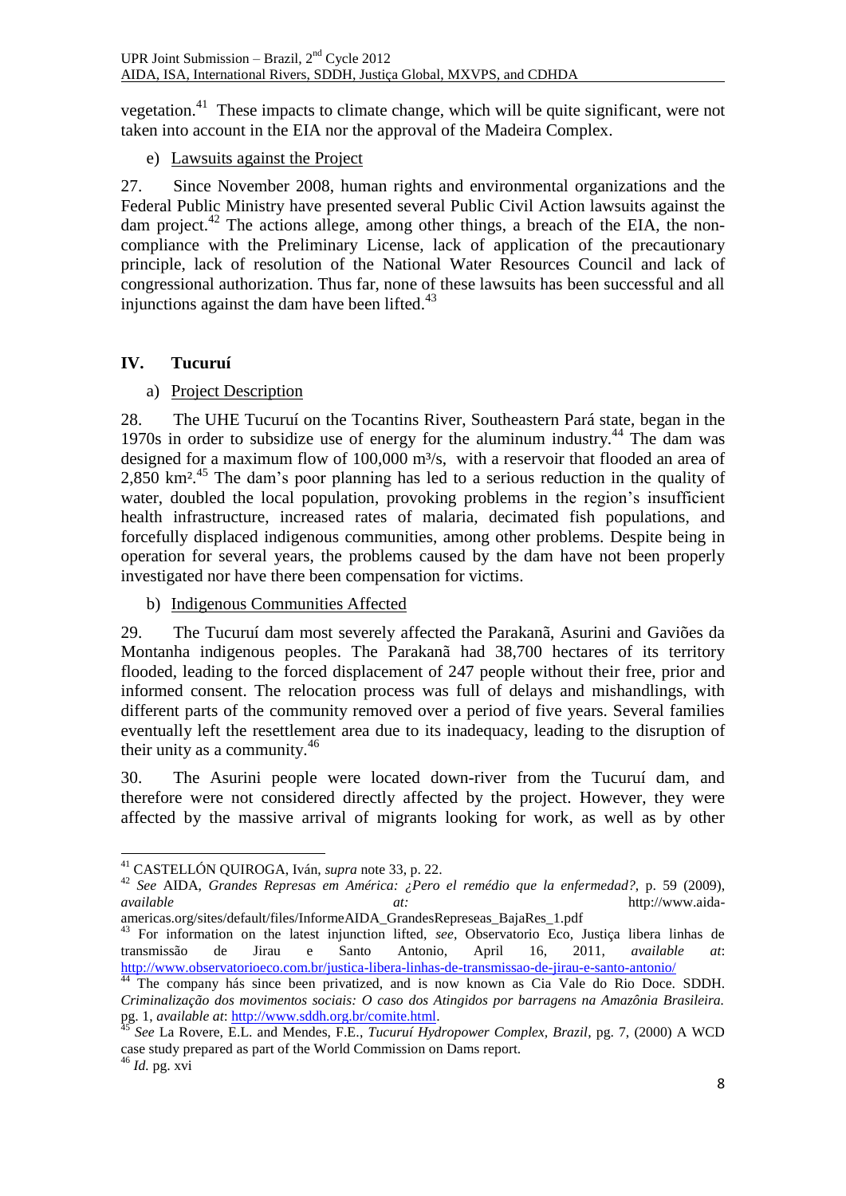vegetation.[41] These impacts to climate change, which will be quite significant, were not taken into account in the EIA nor the approval of the Madeira Complex.

e) Lawsuits against the Project

27. Since November 2008, human rights and environmental organizations and the Federal Public Ministry have presented several Public Civil Action lawsuits against the dam project.[42] The actions allege, among other things, a breach of the EIA, the non-compliance with the Preliminary License, lack of application of the precautionary principle, lack of resolution of the National Water Resources Council and lack of congressional authorization. Thus far, none of these lawsuits has been successful and all injunctions against the dam have been lifted.[43]

## IV. Tucuruí

a) Project Description

28. The UHE Tucuruí on the Tocantins River, Southeastern Pará state, began in the 1970s in order to subsidize use of energy for the aluminum industry.[44] The dam was designed for a maximum flow of 100,000 m³/s, with a reservoir that flooded an area of 2,850 km².[45] The dam's poor planning has led to a serious reduction in the quality of water, doubled the local population, provoking problems in the region's insufficient health infrastructure, increased rates of malaria, decimated fish populations, and forcefully displaced indigenous communities, among other problems. Despite being in operation for several years, the problems caused by the dam have not been properly investigated nor have there been compensation for victims.

b) Indigenous Communities Affected

29. The Tucuruí dam most severely affected the Parakanã, Asurini and Gaviões da Montanha indigenous peoples. The Parakanã had 38,700 hectares of its territory flooded, leading to the forced displacement of 247 people without their free, prior and informed consent. The relocation process was full of delays and mishandlings, with different parts of the community removed over a period of five years. Several families eventually left the resettlement area due to its inadequacy, leading to the disruption of their unity as a community.[46]

30. The Asurini people were located down-river from the Tucuruí dam, and therefore were not considered directly affected by the project. However, they were affected by the massive arrival of migrants looking for work, as well as by other

---

[41] CASTELLÓN QUIROGA, Iván, *supra* note 33, p. 22.

[42] *See* AIDA, *Grandes Represas em América: ¿Pero el remédio que la enfermedad?*, p. 59 (2009), *available at:* http://www.aida-americas.org/sites/default/files/InformeAIDA_GrandesRepreseas_BajaRes_1.pdf

[43] For information on the latest injunction lifted, *see*, Observatorio Eco, Justiça libera linhas de transmissão de Jirau e Santo Antonio, April 16, 2011, *available at*: http://www.observatorioeco.com.br/justica-libera-linhas-de-transmissao-de-jirau-e-santo-antonio/

[44] The company hás since been privatized, and is now known as Cia Vale do Rio Doce. SDDH. *Criminalização dos movimentos sociais: O caso dos Atingidos por barragens na Amazônia Brasileira.* pg. 1, *available at*: http://www.sddh.org.br/comite.html.

[45] *See* La Rovere, E.L. and Mendes, F.E., *Tucuruí Hydropower Complex, Brazil*, pg. 7, (2000) A WCD case study prepared as part of the World Commission on Dams report.

[46] *Id.* pg. xvi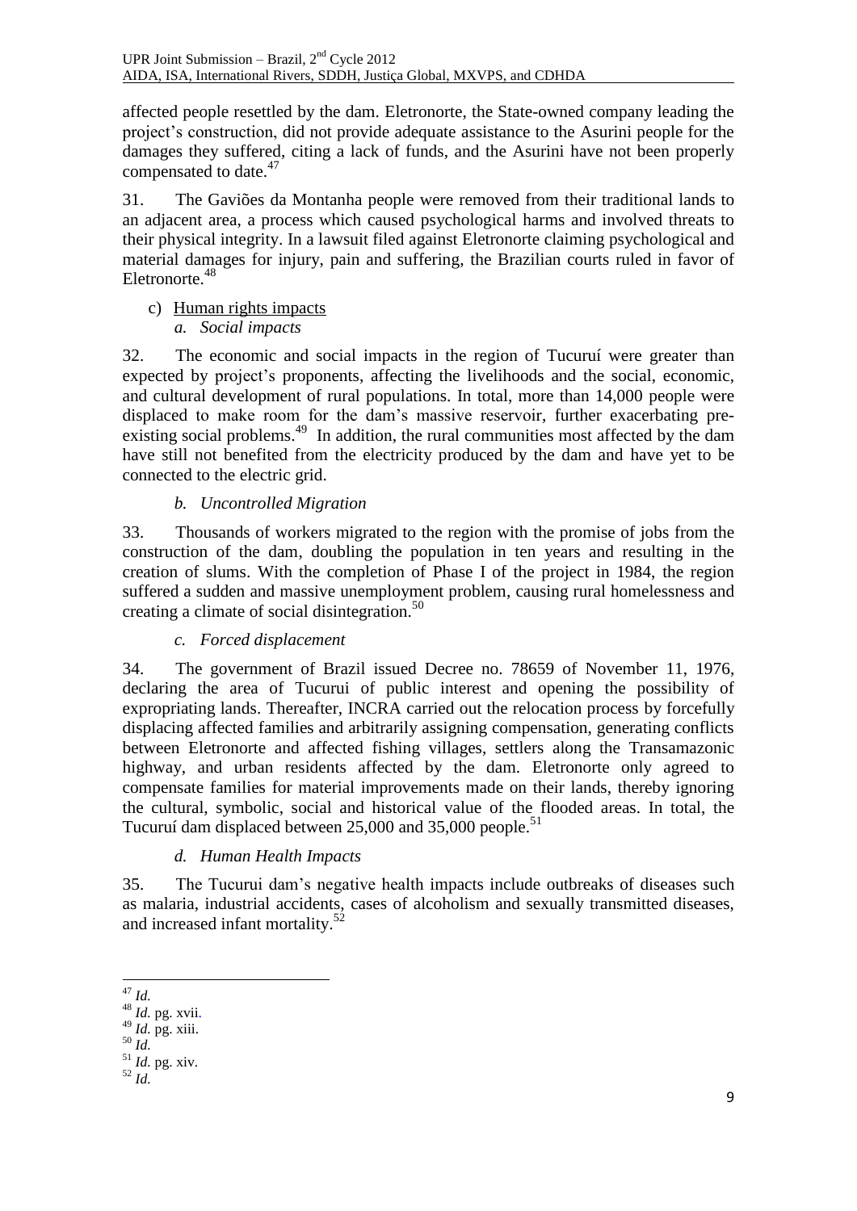affected people resettled by the dam. Eletronorte, the State-owned company leading the project's construction, did not provide adequate assistance to the Asurini people for the damages they suffered, citing a lack of funds, and the Asurini have not been properly compensated to date.[47]

31. The Gaviões da Montanha people were removed from their traditional lands to an adjacent area, a process which caused psychological harms and involved threats to their physical integrity. In a lawsuit filed against Eletronorte claiming psychological and material damages for injury, pain and suffering, the Brazilian courts ruled in favor of Eletronorte.[48]

c) Human rights impacts

*a. Social impacts*

32. The economic and social impacts in the region of Tucuruí were greater than expected by project's proponents, affecting the livelihoods and the social, economic, and cultural development of rural populations. In total, more than 14,000 people were displaced to make room for the dam's massive reservoir, further exacerbating pre-existing social problems.[49] In addition, the rural communities most affected by the dam have still not benefited from the electricity produced by the dam and have yet to be connected to the electric grid.

*b. Uncontrolled Migration*

33. Thousands of workers migrated to the region with the promise of jobs from the construction of the dam, doubling the population in ten years and resulting in the creation of slums. With the completion of Phase I of the project in 1984, the region suffered a sudden and massive unemployment problem, causing rural homelessness and creating a climate of social disintegration.[50]

*c. Forced displacement*

34. The government of Brazil issued Decree no. 78659 of November 11, 1976, declaring the area of Tucurui of public interest and opening the possibility of expropriating lands. Thereafter, INCRA carried out the relocation process by forcefully displacing affected families and arbitrarily assigning compensation, generating conflicts between Eletronorte and affected fishing villages, settlers along the Transamazonic highway, and urban residents affected by the dam. Eletronorte only agreed to compensate families for material improvements made on their lands, thereby ignoring the cultural, symbolic, social and historical value of the flooded areas. In total, the Tucuruí dam displaced between 25,000 and 35,000 people.[51]

*d. Human Health Impacts*

35. The Tucurui dam's negative health impacts include outbreaks of diseases such as malaria, industrial accidents, cases of alcoholism and sexually transmitted diseases, and increased infant mortality.[52]

---

[47] *Id.*

[48] *Id.* pg. xvii.

[49] *Id.* pg. xiii.

[50] *Id.*

[51] *Id.* pg. xiv.

[52] *Id.*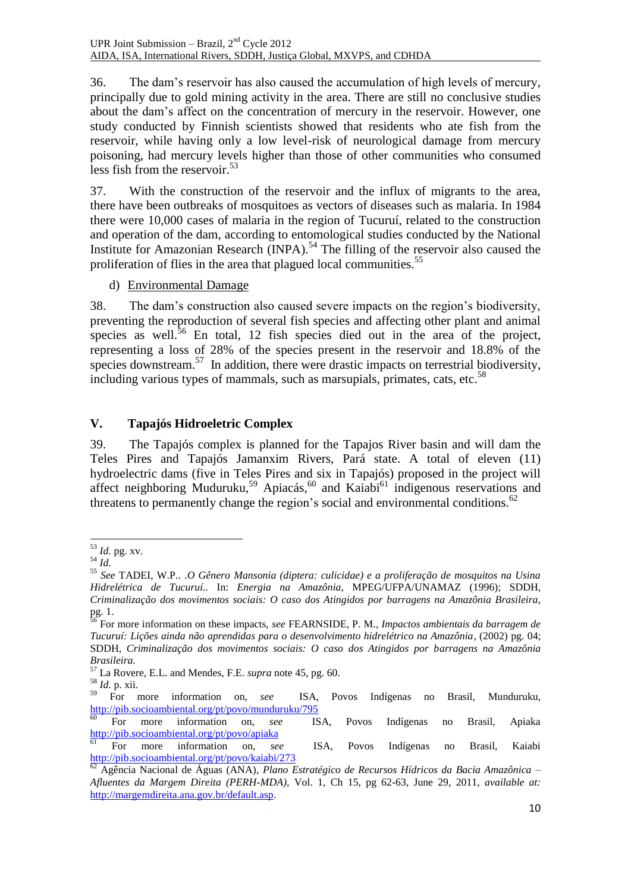36. The dam's reservoir has also caused the accumulation of high levels of mercury, principally due to gold mining activity in the area. There are still no conclusive studies about the dam's affect on the concentration of mercury in the reservoir. However, one study conducted by Finnish scientists showed that residents who ate fish from the reservoir, while having only a low level-risk of neurological damage from mercury poisoning, had mercury levels higher than those of other communities who consumed less fish from the reservoir.[53]

37. With the construction of the reservoir and the influx of migrants to the area, there have been outbreaks of mosquitoes as vectors of diseases such as malaria. In 1984 there were 10,000 cases of malaria in the region of Tucuruí, related to the construction and operation of the dam, according to entomological studies conducted by the National Institute for Amazonian Research (INPA).[54] The filling of the reservoir also caused the proliferation of flies in the area that plagued local communities.[55]

d) Environmental Damage

38. The dam's construction also caused severe impacts on the region's biodiversity, preventing the reproduction of several fish species and affecting other plant and animal species as well.[56] En total, 12 fish species died out in the area of the project, representing a loss of 28% of the species present in the reservoir and 18.8% of the species downstream.[57] In addition, there were drastic impacts on terrestrial biodiversity, including various types of mammals, such as marsupials, primates, cats, etc.[58]

## V. Tapajós Hidroeletric Complex

39. The Tapajós complex is planned for the Tapajos River basin and will dam the Teles Pires and Tapajós Jamanxim Rivers, Pará state. A total of eleven (11) hydroelectric dams (five in Teles Pires and six in Tapajós) proposed in the project will affect neighboring Muduruku,[59] Apiacás,[60] and Kaiabi[61] indigenous reservations and threatens to permanently change the region's social and environmental conditions.[62]

---

[53] *Id.* pg. xv.

[54] *Id.*

[55] *See* TADEI, W.P.. .*O Gênero Mansonia (diptera: culicidae) e a proliferação de mosquitos na Usina Hidrelétrica de Tucuruí.*. In: *Energia na Amazônia*, MPEG/UFPA/UNAMAZ (1996); SDDH, *Criminalização dos movimentos sociais: O caso dos Atingidos por barragens na Amazônia Brasileira*, pg. 1.

[56] For more information on these impacts, *see* FEARNSIDE, P. M., *Impactos ambientais da barragem de Tucuruí: Lições ainda não aprendidas para o desenvolvimento hidrelétrico na Amazônia*, (2002) pg. 04; SDDH, *Criminalização dos movimentos sociais: O caso dos Atingidos por barragens na Amazônia Brasileira.*

[57] La Rovere, E.L. and Mendes, F.E. *supra* note 45, pg. 60.

[58] *Id.* p. xii.

[59] For more information on, *see* ISA, Povos Indígenas no Brasil, Munduruku, http://pib.socioambiental.org/pt/povo/munduruku/795

[60] For more information on, *see* ISA, Povos Indígenas no Brasil, Apiaka http://pib.socioambiental.org/pt/povo/apiaka

[61] For more information on, *see* ISA, Povos Indígenas no Brasil, Kaiabi http://pib.socioambiental.org/pt/povo/kaiabi/273

[62] Agência Nacional de Águas (ANA), *Plano Estratégico de Recursos Hídricos da Bacia Amazônica – Afluentes da Margem Direita (PERH-MDA)*, Vol. 1, Ch 15, pg 62-63, June 29, 2011, *available at:* http://margemdireita.ana.gov.br/default.asp.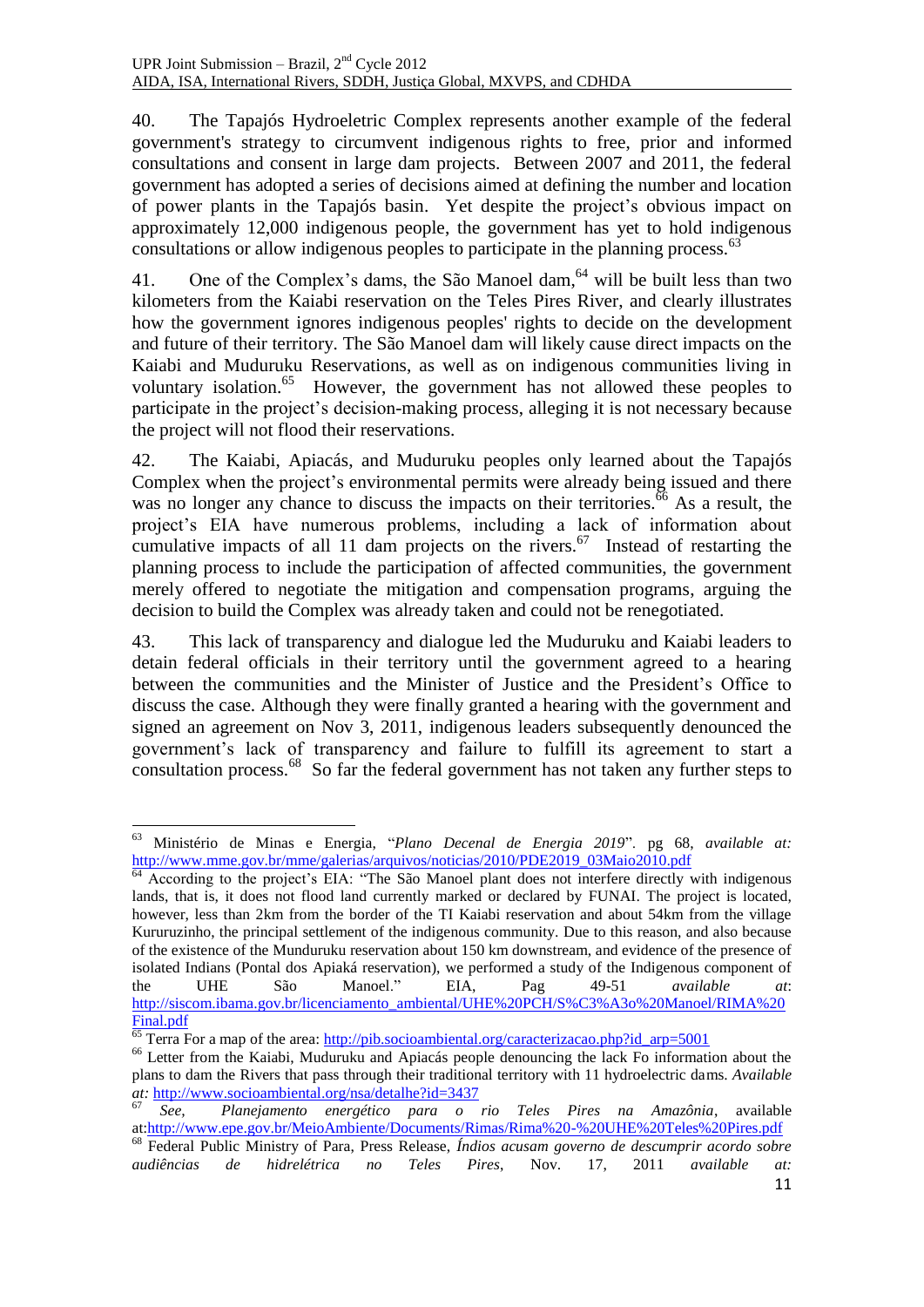40. The Tapajós Hydroeletric Complex represents another example of the federal government's strategy to circumvent indigenous rights to free, prior and informed consultations and consent in large dam projects. Between 2007 and 2011, the federal government has adopted a series of decisions aimed at defining the number and location of power plants in the Tapajós basin. Yet despite the project's obvious impact on approximately 12,000 indigenous people, the government has yet to hold indigenous consultations or allow indigenous peoples to participate in the planning process.[63]

41. One of the Complex's dams, the São Manoel dam,[64] will be built less than two kilometers from the Kaiabi reservation on the Teles Pires River, and clearly illustrates how the government ignores indigenous peoples' rights to decide on the development and future of their territory. The São Manoel dam will likely cause direct impacts on the Kaiabi and Muduruku Reservations, as well as on indigenous communities living in voluntary isolation.[65] However, the government has not allowed these peoples to participate in the project's decision-making process, alleging it is not necessary because the project will not flood their reservations.

42. The Kaiabi, Apiacás, and Muduruku peoples only learned about the Tapajós Complex when the project's environmental permits were already being issued and there was no longer any chance to discuss the impacts on their territories.[66] As a result, the project's EIA have numerous problems, including a lack of information about cumulative impacts of all 11 dam projects on the rivers.[67] Instead of restarting the planning process to include the participation of affected communities, the government merely offered to negotiate the mitigation and compensation programs, arguing the decision to build the Complex was already taken and could not be renegotiated.

43. This lack of transparency and dialogue led the Muduruku and Kaiabi leaders to detain federal officials in their territory until the government agreed to a hearing between the communities and the Minister of Justice and the President's Office to discuss the case. Although they were finally granted a hearing with the government and signed an agreement on Nov 3, 2011, indigenous leaders subsequently denounced the government's lack of transparency and failure to fulfill its agreement to start a consultation process.[68] So far the federal government has not taken any further steps to

---

[63] Ministério de Minas e Energia, "*Plano Decenal de Energia 2019*". pg 68, *available at:* http://www.mme.gov.br/mme/galerias/arquivos/noticias/2010/PDE2019_03Maio2010.pdf

[64] According to the project's EIA: "The São Manoel plant does not interfere directly with indigenous lands, that is, it does not flood land currently marked or declared by FUNAI. The project is located, however, less than 2km from the border of the TI Kaiabi reservation and about 54km from the village Kururuzinho, the principal settlement of the indigenous community. Due to this reason, and also because of the existence of the Munduruku reservation about 150 km downstream, and evidence of the presence of isolated Indians (Pontal dos Apiaká reservation), we performed a study of the Indigenous component of the UHE São Manoel." EIA, Pag 49-51 *available at*: http://siscom.ibama.gov.br/licenciamento_ambiental/UHE%20PCH/S%C3%A3o%20Manoel/RIMA%20Final.pdf

[65] Terra For a map of the area: http://pib.socioambiental.org/caracterizacao.php?id_arp=5001

[66] Letter from the Kaiabi, Muduruku and Apiacás people denouncing the lack Fo information about the plans to dam the Rivers that pass through their traditional territory with 11 hydroelectric dams. *Available at:* http://www.socioambiental.org/nsa/detalhe?id=3437

[67] *See, Planejamento energético para o rio Teles Pires na Amazônia*, available at:http://www.epe.gov.br/MeioAmbiente/Documents/Rimas/Rima%20-%20UHE%20Teles%20Pires.pdf

[68] Federal Public Ministry of Para, Press Release, *Índios acusam governo de descumprir acordo sobre audiências de hidrelétrica no Teles Pires*, Nov. 17, 2011 *available at:*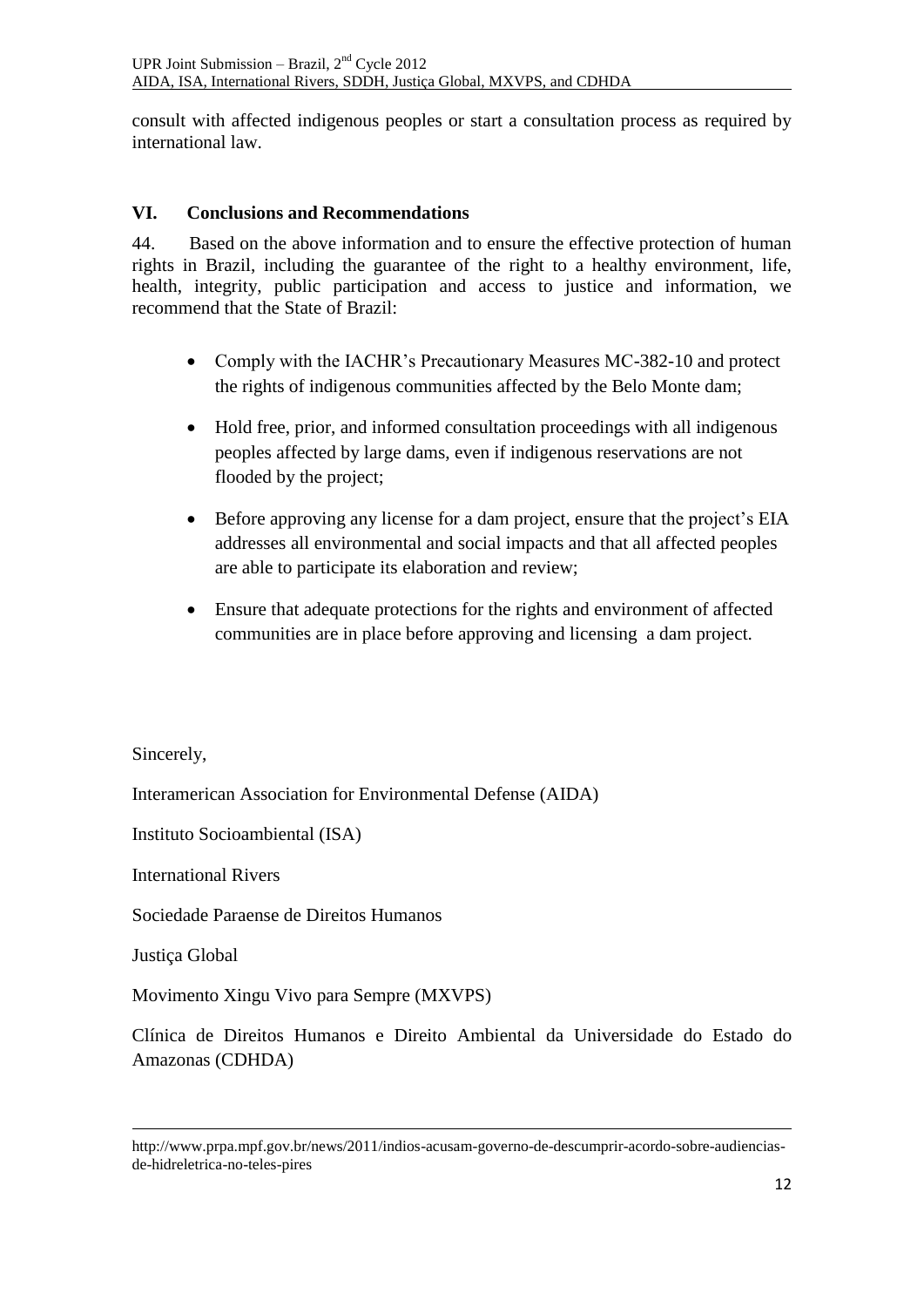consult with affected indigenous peoples or start a consultation process as required by international law.

## VI. Conclusions and Recommendations

44. Based on the above information and to ensure the effective protection of human rights in Brazil, including the guarantee of the right to a healthy environment, life, health, integrity, public participation and access to justice and information, we recommend that the State of Brazil:

- Comply with the IACHR's Precautionary Measures MC-382-10 and protect the rights of indigenous communities affected by the Belo Monte dam;
- Hold free, prior, and informed consultation proceedings with all indigenous peoples affected by large dams, even if indigenous reservations are not flooded by the project;
- Before approving any license for a dam project, ensure that the project's EIA addresses all environmental and social impacts and that all affected peoples are able to participate its elaboration and review;
- Ensure that adequate protections for the rights and environment of affected communities are in place before approving and licensing a dam project.

Sincerely,

Interamerican Association for Environmental Defense (AIDA)

Instituto Socioambiental (ISA)

International Rivers

Sociedade Paraense de Direitos Humanos

Justiça Global

Movimento Xingu Vivo para Sempre (MXVPS)

Clínica de Direitos Humanos e Direito Ambiental da Universidade do Estado do Amazonas (CDHDA)

---

http://www.prpa.mpf.gov.br/news/2011/indios-acusam-governo-de-descumprir-acordo-sobre-audiencias-de-hidreletrica-no-teles-pires